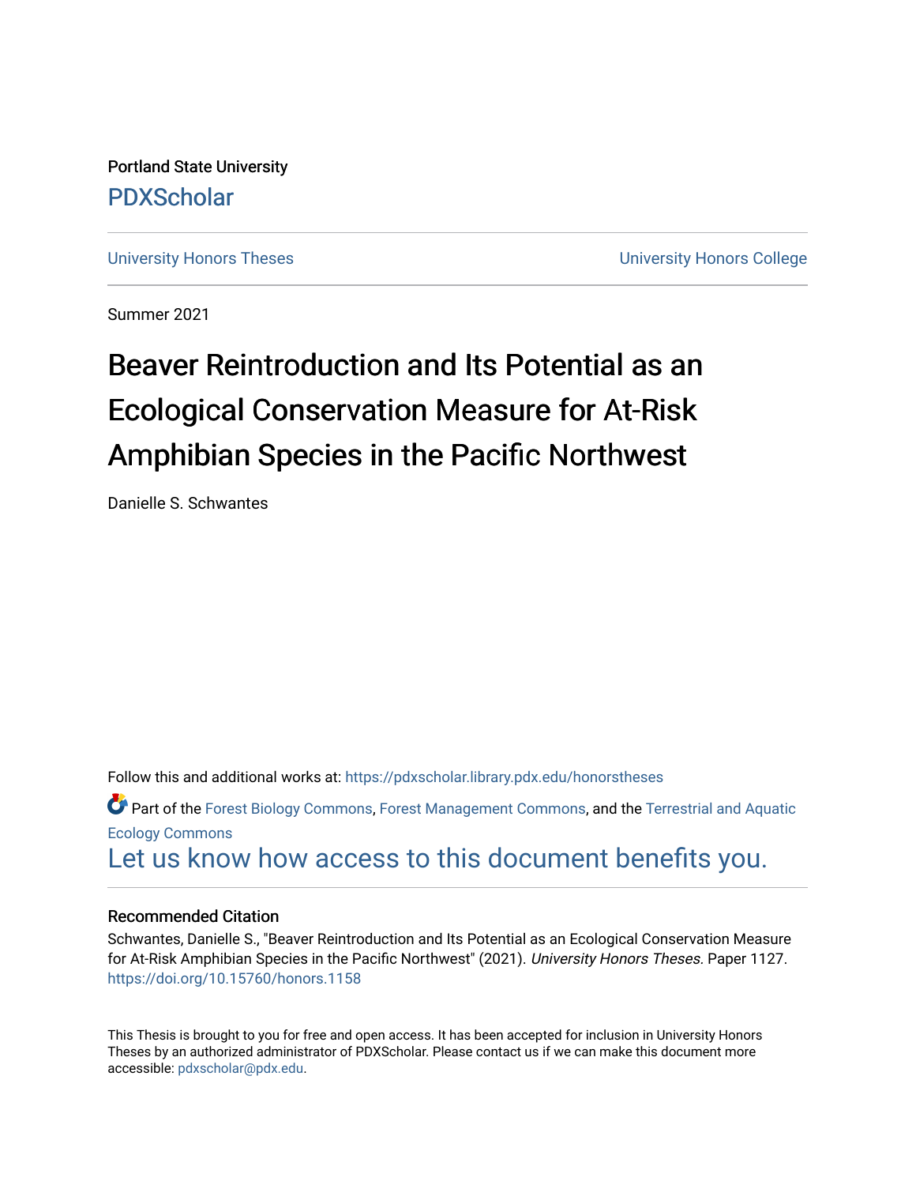Portland State University

PDXScholar

University Honors Theses

University Honors College

Summer 2021

# Beaver Reintroduction and Its Potential as an Ecological Conservation Measure for At-Risk Amphibian Species in the Pacific Northwest

Danielle S. Schwantes

Follow this and additional works at: https://pdxscholar.library.pdx.edu/honorstheses

Part of the Forest Biology Commons, Forest Management Commons, and the Terrestrial and Aquatic Ecology Commons

Let us know how access to this document benefits you.

### Recommended Citation

Schwantes, Danielle S., "Beaver Reintroduction and Its Potential as an Ecological Conservation Measure for At-Risk Amphibian Species in the Pacific Northwest" (2021). *University Honors Theses*. Paper 1127.
https://doi.org/10.15760/honors.1158

This Thesis is brought to you for free and open access. It has been accepted for inclusion in University Honors Theses by an authorized administrator of PDXScholar. Please contact us if we can make this document more accessible: pdxscholar@pdx.edu.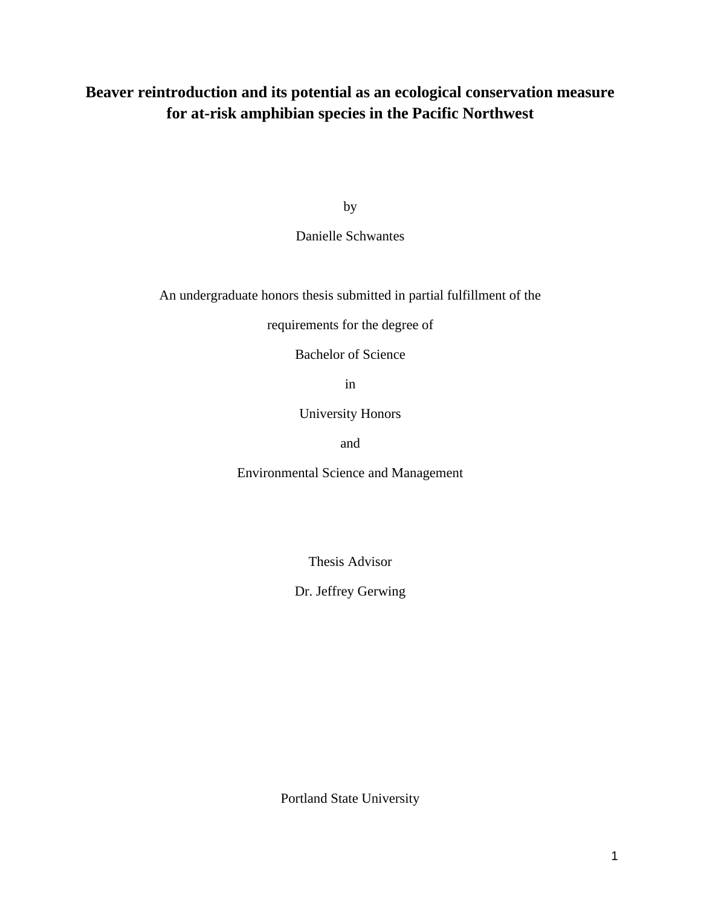# Beaver reintroduction and its potential as an ecological conservation measure for at-risk amphibian species in the Pacific Northwest

by

Danielle Schwantes

An undergraduate honors thesis submitted in partial fulfillment of the

requirements for the degree of

Bachelor of Science

in

University Honors

and

Environmental Science and Management

Thesis Advisor

Dr. Jeffrey Gerwing

Portland State University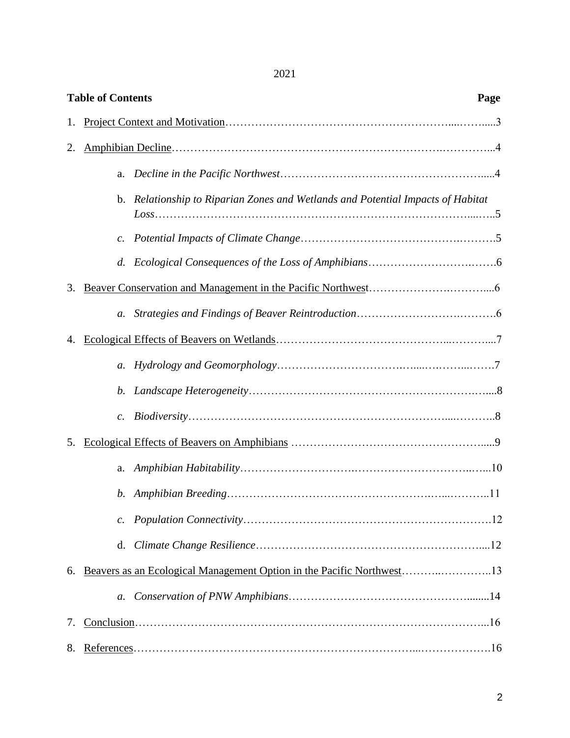2021

**Table of Contents** **Page**

1. Project Context and Motivation……………………………………………………....……....3
2. Amphibian Decline……………………………………………………………….…………...4
    a. *Decline in the Pacific Northwest*…………………………………………………......4
    b. *Relationship to Riparian Zones and Wetlands and Potential Impacts of Habitat Loss*……………………………………………………………………………...…..5
    c. *Potential Impacts of Climate Change*……………………………………….……….5
    d. *Ecological Consequences of the Loss of Amphibians*…………………………….…….6
3. Beaver Conservation and Management in the Pacific Northwest…………………….……....6
    a. *Strategies and Findings of Beaver Reintroduction*…………………………….……….6
4. Ecological Effects of Beavers on Wetlands………………………………………...………....7
    a. *Hydrology and Geomorphology*…………………………….…....….……...…….7
    b. *Landscape Heterogeneity*………………………………………………………….…....8
    c. *Biodiversity*……………………………………………………………….....………..8
5. Ecological Effects of Beavers on Amphibians ……………………….…………………….......9
    a. *Amphibian Habitability*………………………….……………………………..…...10
    b. *Amphibian Breeding*……………………….…………………………….…...………..11
    c. *Population Connectivity*………………………………………………………….12
    d. *Climate Change Resilience*……………………………………………………....12
6. Beavers as an Ecological Management Option in the Pacific Northwest………..…………..13
    a. *Conservation of PNW Amphibians*………………………………………….........14
7. Conclusion……………………………………………………………………………………...16
8. References…………………………………………………………………...……………….16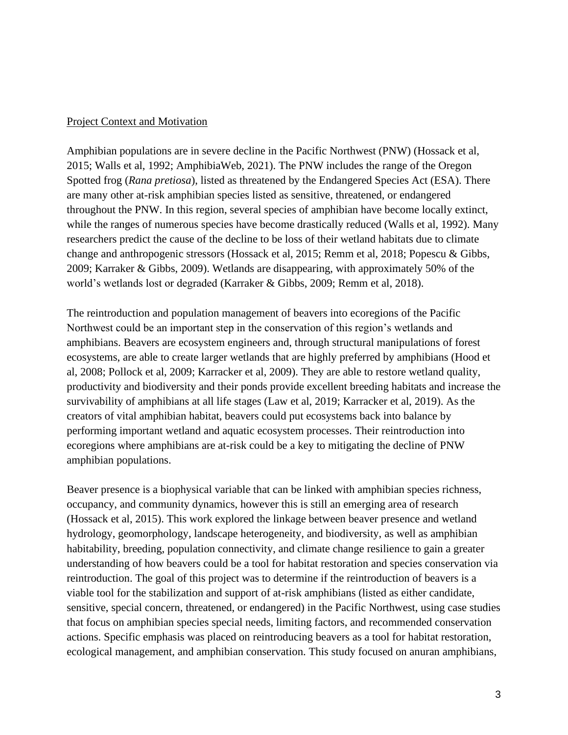## Project Context and Motivation

Amphibian populations are in severe decline in the Pacific Northwest (PNW) (Hossack et al, 2015; Walls et al, 1992; AmphibiaWeb, 2021). The PNW includes the range of the Oregon Spotted frog (*Rana pretiosa*), listed as threatened by the Endangered Species Act (ESA). There are many other at-risk amphibian species listed as sensitive, threatened, or endangered throughout the PNW. In this region, several species of amphibian have become locally extinct, while the ranges of numerous species have become drastically reduced (Walls et al, 1992). Many researchers predict the cause of the decline to be loss of their wetland habitats due to climate change and anthropogenic stressors (Hossack et al, 2015; Remm et al, 2018; Popescu & Gibbs, 2009; Karraker & Gibbs, 2009). Wetlands are disappearing, with approximately 50% of the world's wetlands lost or degraded (Karraker & Gibbs, 2009; Remm et al, 2018).

The reintroduction and population management of beavers into ecoregions of the Pacific Northwest could be an important step in the conservation of this region's wetlands and amphibians. Beavers are ecosystem engineers and, through structural manipulations of forest ecosystems, are able to create larger wetlands that are highly preferred by amphibians (Hood et al, 2008; Pollock et al, 2009; Karracker et al, 2009). They are able to restore wetland quality, productivity and biodiversity and their ponds provide excellent breeding habitats and increase the survivability of amphibians at all life stages (Law et al, 2019; Karracker et al, 2019). As the creators of vital amphibian habitat, beavers could put ecosystems back into balance by performing important wetland and aquatic ecosystem processes. Their reintroduction into ecoregions where amphibians are at-risk could be a key to mitigating the decline of PNW amphibian populations.

Beaver presence is a biophysical variable that can be linked with amphibian species richness, occupancy, and community dynamics, however this is still an emerging area of research (Hossack et al, 2015). This work explored the linkage between beaver presence and wetland hydrology, geomorphology, landscape heterogeneity, and biodiversity, as well as amphibian habitability, breeding, population connectivity, and climate change resilience to gain a greater understanding of how beavers could be a tool for habitat restoration and species conservation via reintroduction. The goal of this project was to determine if the reintroduction of beavers is a viable tool for the stabilization and support of at-risk amphibians (listed as either candidate, sensitive, special concern, threatened, or endangered) in the Pacific Northwest, using case studies that focus on amphibian species special needs, limiting factors, and recommended conservation actions. Specific emphasis was placed on reintroducing beavers as a tool for habitat restoration, ecological management, and amphibian conservation. This study focused on anuran amphibians,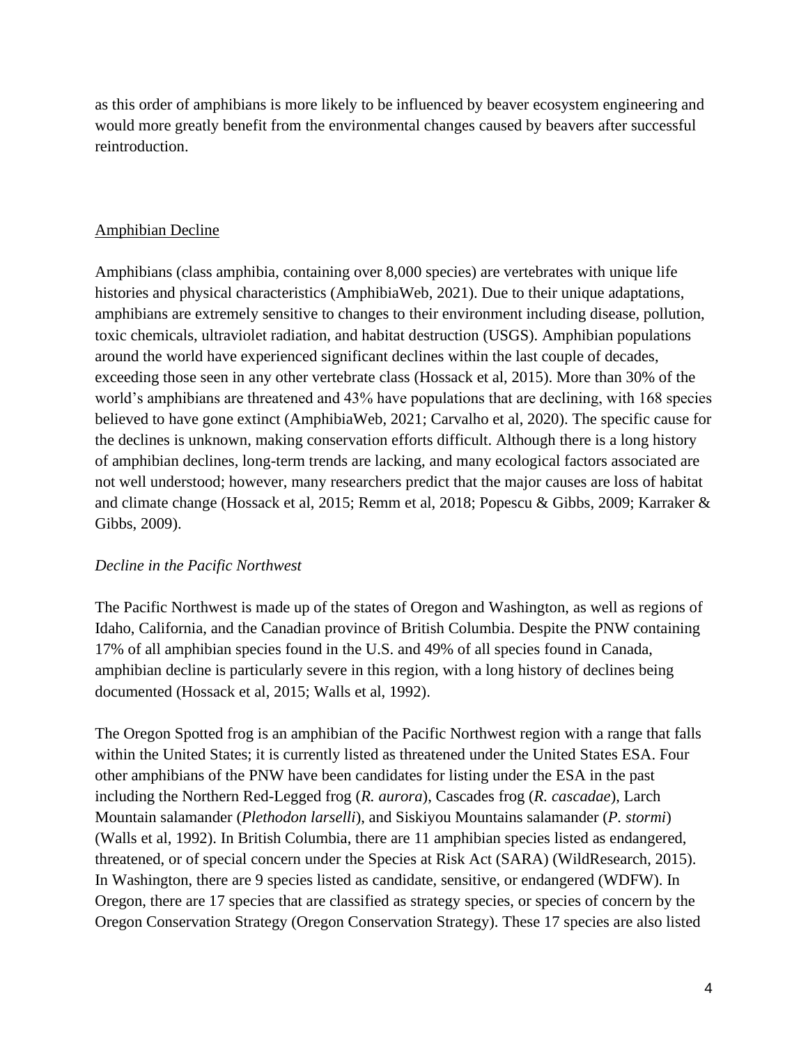as this order of amphibians is more likely to be influenced by beaver ecosystem engineering and would more greatly benefit from the environmental changes caused by beavers after successful reintroduction.

## Amphibian Decline

Amphibians (class amphibia, containing over 8,000 species) are vertebrates with unique life histories and physical characteristics (AmphibiaWeb, 2021). Due to their unique adaptations, amphibians are extremely sensitive to changes to their environment including disease, pollution, toxic chemicals, ultraviolet radiation, and habitat destruction (USGS). Amphibian populations around the world have experienced significant declines within the last couple of decades, exceeding those seen in any other vertebrate class (Hossack et al, 2015). More than 30% of the world's amphibians are threatened and 43% have populations that are declining, with 168 species believed to have gone extinct (AmphibiaWeb, 2021; Carvalho et al, 2020). The specific cause for the declines is unknown, making conservation efforts difficult. Although there is a long history of amphibian declines, long-term trends are lacking, and many ecological factors associated are not well understood; however, many researchers predict that the major causes are loss of habitat and climate change (Hossack et al, 2015; Remm et al, 2018; Popescu & Gibbs, 2009; Karraker & Gibbs, 2009).

### *Decline in the Pacific Northwest*

The Pacific Northwest is made up of the states of Oregon and Washington, as well as regions of Idaho, California, and the Canadian province of British Columbia. Despite the PNW containing 17% of all amphibian species found in the U.S. and 49% of all species found in Canada, amphibian decline is particularly severe in this region, with a long history of declines being documented (Hossack et al, 2015; Walls et al, 1992).

The Oregon Spotted frog is an amphibian of the Pacific Northwest region with a range that falls within the United States; it is currently listed as threatened under the United States ESA. Four other amphibians of the PNW have been candidates for listing under the ESA in the past including the Northern Red-Legged frog (*R. aurora*), Cascades frog (*R. cascadae*), Larch Mountain salamander (*Plethodon larselli*), and Siskiyou Mountains salamander (*P. stormi*) (Walls et al, 1992). In British Columbia, there are 11 amphibian species listed as endangered, threatened, or of special concern under the Species at Risk Act (SARA) (WildResearch, 2015). In Washington, there are 9 species listed as candidate, sensitive, or endangered (WDFW). In Oregon, there are 17 species that are classified as strategy species, or species of concern by the Oregon Conservation Strategy (Oregon Conservation Strategy). These 17 species are also listed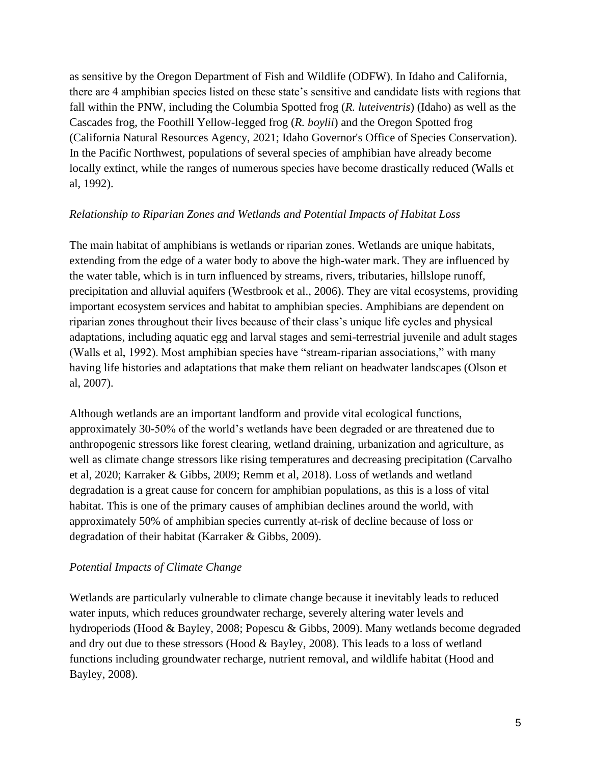as sensitive by the Oregon Department of Fish and Wildlife (ODFW). In Idaho and California, there are 4 amphibian species listed on these state's sensitive and candidate lists with regions that fall within the PNW, including the Columbia Spotted frog (*R. luteiventris*) (Idaho) as well as the Cascades frog, the Foothill Yellow-legged frog (*R. boylii*) and the Oregon Spotted frog (California Natural Resources Agency, 2021; Idaho Governor's Office of Species Conservation). In the Pacific Northwest, populations of several species of amphibian have already become locally extinct, while the ranges of numerous species have become drastically reduced (Walls et al, 1992).

*Relationship to Riparian Zones and Wetlands and Potential Impacts of Habitat Loss*

The main habitat of amphibians is wetlands or riparian zones. Wetlands are unique habitats, extending from the edge of a water body to above the high-water mark. They are influenced by the water table, which is in turn influenced by streams, rivers, tributaries, hillslope runoff, precipitation and alluvial aquifers (Westbrook et al., 2006). They are vital ecosystems, providing important ecosystem services and habitat to amphibian species. Amphibians are dependent on riparian zones throughout their lives because of their class's unique life cycles and physical adaptations, including aquatic egg and larval stages and semi-terrestrial juvenile and adult stages (Walls et al, 1992). Most amphibian species have "stream-riparian associations," with many having life histories and adaptations that make them reliant on headwater landscapes (Olson et al, 2007).

Although wetlands are an important landform and provide vital ecological functions, approximately 30-50% of the world's wetlands have been degraded or are threatened due to anthropogenic stressors like forest clearing, wetland draining, urbanization and agriculture, as well as climate change stressors like rising temperatures and decreasing precipitation (Carvalho et al, 2020; Karraker & Gibbs, 2009; Remm et al, 2018). Loss of wetlands and wetland degradation is a great cause for concern for amphibian populations, as this is a loss of vital habitat. This is one of the primary causes of amphibian declines around the world, with approximately 50% of amphibian species currently at-risk of decline because of loss or degradation of their habitat (Karraker & Gibbs, 2009).

*Potential Impacts of Climate Change*

Wetlands are particularly vulnerable to climate change because it inevitably leads to reduced water inputs, which reduces groundwater recharge, severely altering water levels and hydroperiods (Hood & Bayley, 2008; Popescu & Gibbs, 2009). Many wetlands become degraded and dry out due to these stressors (Hood & Bayley, 2008). This leads to a loss of wetland functions including groundwater recharge, nutrient removal, and wildlife habitat (Hood and Bayley, 2008).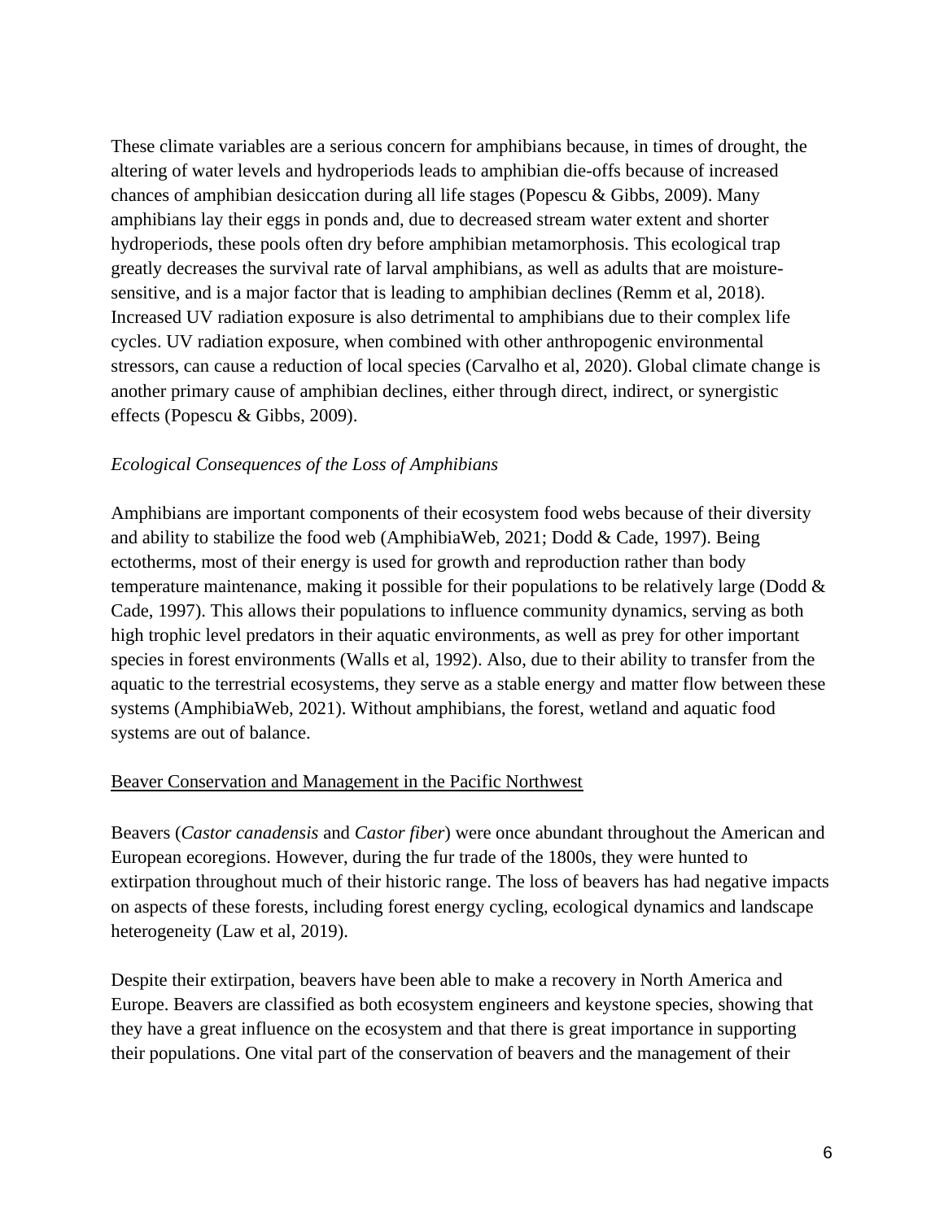These climate variables are a serious concern for amphibians because, in times of drought, the altering of water levels and hydroperiods leads to amphibian die-offs because of increased chances of amphibian desiccation during all life stages (Popescu & Gibbs, 2009). Many amphibians lay their eggs in ponds and, due to decreased stream water extent and shorter hydroperiods, these pools often dry before amphibian metamorphosis. This ecological trap greatly decreases the survival rate of larval amphibians, as well as adults that are moisture-sensitive, and is a major factor that is leading to amphibian declines (Remm et al, 2018). Increased UV radiation exposure is also detrimental to amphibians due to their complex life cycles. UV radiation exposure, when combined with other anthropogenic environmental stressors, can cause a reduction of local species (Carvalho et al, 2020). Global climate change is another primary cause of amphibian declines, either through direct, indirect, or synergistic effects (Popescu & Gibbs, 2009).

*Ecological Consequences of the Loss of Amphibians*

Amphibians are important components of their ecosystem food webs because of their diversity and ability to stabilize the food web (AmphibiaWeb, 2021; Dodd & Cade, 1997). Being ectotherms, most of their energy is used for growth and reproduction rather than body temperature maintenance, making it possible for their populations to be relatively large (Dodd & Cade, 1997). This allows their populations to influence community dynamics, serving as both high trophic level predators in their aquatic environments, as well as prey for other important species in forest environments (Walls et al, 1992). Also, due to their ability to transfer from the aquatic to the terrestrial ecosystems, they serve as a stable energy and matter flow between these systems (AmphibiaWeb, 2021). Without amphibians, the forest, wetland and aquatic food systems are out of balance.

<u>Beaver Conservation and Management in the Pacific Northwest</u>

Beavers (*Castor canadensis* and *Castor fiber*) were once abundant throughout the American and European ecoregions. However, during the fur trade of the 1800s, they were hunted to extirpation throughout much of their historic range. The loss of beavers has had negative impacts on aspects of these forests, including forest energy cycling, ecological dynamics and landscape heterogeneity (Law et al, 2019).

Despite their extirpation, beavers have been able to make a recovery in North America and Europe. Beavers are classified as both ecosystem engineers and keystone species, showing that they have a great influence on the ecosystem and that there is great importance in supporting their populations. One vital part of the conservation of beavers and the management of their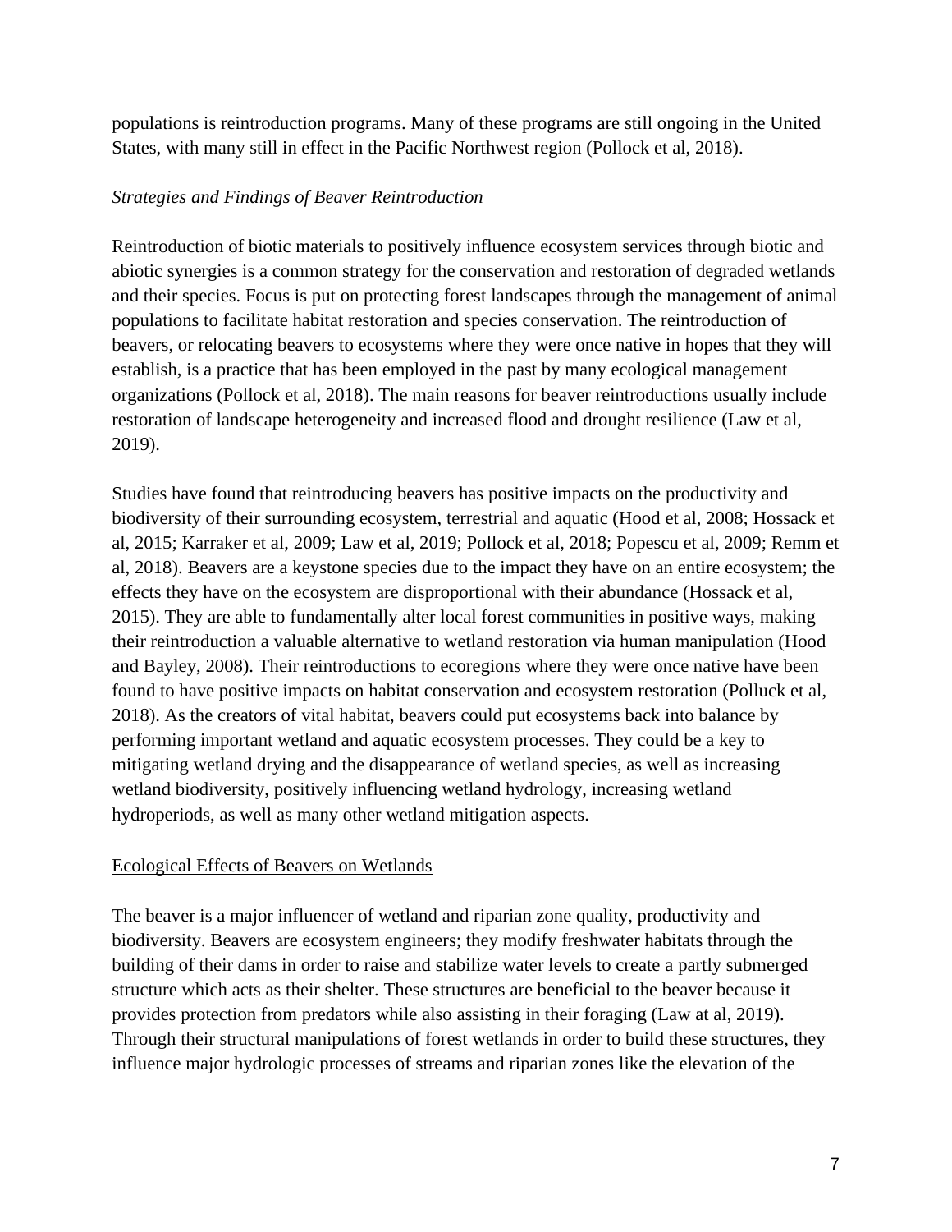populations is reintroduction programs. Many of these programs are still ongoing in the United States, with many still in effect in the Pacific Northwest region (Pollock et al, 2018).

*Strategies and Findings of Beaver Reintroduction*

Reintroduction of biotic materials to positively influence ecosystem services through biotic and abiotic synergies is a common strategy for the conservation and restoration of degraded wetlands and their species. Focus is put on protecting forest landscapes through the management of animal populations to facilitate habitat restoration and species conservation. The reintroduction of beavers, or relocating beavers to ecosystems where they were once native in hopes that they will establish, is a practice that has been employed in the past by many ecological management organizations (Pollock et al, 2018). The main reasons for beaver reintroductions usually include restoration of landscape heterogeneity and increased flood and drought resilience (Law et al, 2019).

Studies have found that reintroducing beavers has positive impacts on the productivity and biodiversity of their surrounding ecosystem, terrestrial and aquatic (Hood et al, 2008; Hossack et al, 2015; Karraker et al, 2009; Law et al, 2019; Pollock et al, 2018; Popescu et al, 2009; Remm et al, 2018). Beavers are a keystone species due to the impact they have on an entire ecosystem; the effects they have on the ecosystem are disproportional with their abundance (Hossack et al, 2015). They are able to fundamentally alter local forest communities in positive ways, making their reintroduction a valuable alternative to wetland restoration via human manipulation (Hood and Bayley, 2008). Their reintroductions to ecoregions where they were once native have been found to have positive impacts on habitat conservation and ecosystem restoration (Polluck et al, 2018). As the creators of vital habitat, beavers could put ecosystems back into balance by performing important wetland and aquatic ecosystem processes. They could be a key to mitigating wetland drying and the disappearance of wetland species, as well as increasing wetland biodiversity, positively influencing wetland hydrology, increasing wetland hydroperiods, as well as many other wetland mitigation aspects.

<u>Ecological Effects of Beavers on Wetlands</u>

The beaver is a major influencer of wetland and riparian zone quality, productivity and biodiversity. Beavers are ecosystem engineers; they modify freshwater habitats through the building of their dams in order to raise and stabilize water levels to create a partly submerged structure which acts as their shelter. These structures are beneficial to the beaver because it provides protection from predators while also assisting in their foraging (Law at al, 2019). Through their structural manipulations of forest wetlands in order to build these structures, they influence major hydrologic processes of streams and riparian zones like the elevation of the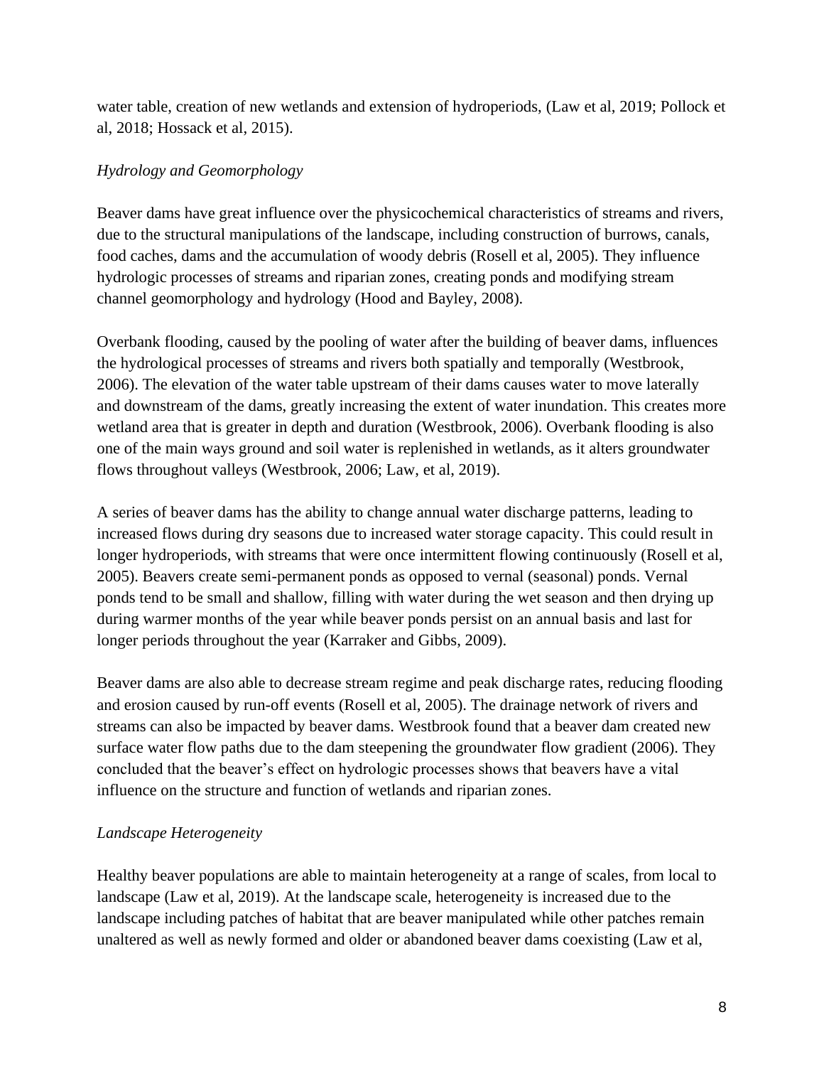water table, creation of new wetlands and extension of hydroperiods, (Law et al, 2019; Pollock et al, 2018; Hossack et al, 2015).

*Hydrology and Geomorphology*

Beaver dams have great influence over the physicochemical characteristics of streams and rivers, due to the structural manipulations of the landscape, including construction of burrows, canals, food caches, dams and the accumulation of woody debris (Rosell et al, 2005). They influence hydrologic processes of streams and riparian zones, creating ponds and modifying stream channel geomorphology and hydrology (Hood and Bayley, 2008).

Overbank flooding, caused by the pooling of water after the building of beaver dams, influences the hydrological processes of streams and rivers both spatially and temporally (Westbrook, 2006). The elevation of the water table upstream of their dams causes water to move laterally and downstream of the dams, greatly increasing the extent of water inundation. This creates more wetland area that is greater in depth and duration (Westbrook, 2006). Overbank flooding is also one of the main ways ground and soil water is replenished in wetlands, as it alters groundwater flows throughout valleys (Westbrook, 2006; Law, et al, 2019).

A series of beaver dams has the ability to change annual water discharge patterns, leading to increased flows during dry seasons due to increased water storage capacity. This could result in longer hydroperiods, with streams that were once intermittent flowing continuously (Rosell et al, 2005). Beavers create semi-permanent ponds as opposed to vernal (seasonal) ponds. Vernal ponds tend to be small and shallow, filling with water during the wet season and then drying up during warmer months of the year while beaver ponds persist on an annual basis and last for longer periods throughout the year (Karraker and Gibbs, 2009).

Beaver dams are also able to decrease stream regime and peak discharge rates, reducing flooding and erosion caused by run-off events (Rosell et al, 2005). The drainage network of rivers and streams can also be impacted by beaver dams. Westbrook found that a beaver dam created new surface water flow paths due to the dam steepening the groundwater flow gradient (2006). They concluded that the beaver's effect on hydrologic processes shows that beavers have a vital influence on the structure and function of wetlands and riparian zones.

*Landscape Heterogeneity*

Healthy beaver populations are able to maintain heterogeneity at a range of scales, from local to landscape (Law et al, 2019). At the landscape scale, heterogeneity is increased due to the landscape including patches of habitat that are beaver manipulated while other patches remain unaltered as well as newly formed and older or abandoned beaver dams coexisting (Law et al,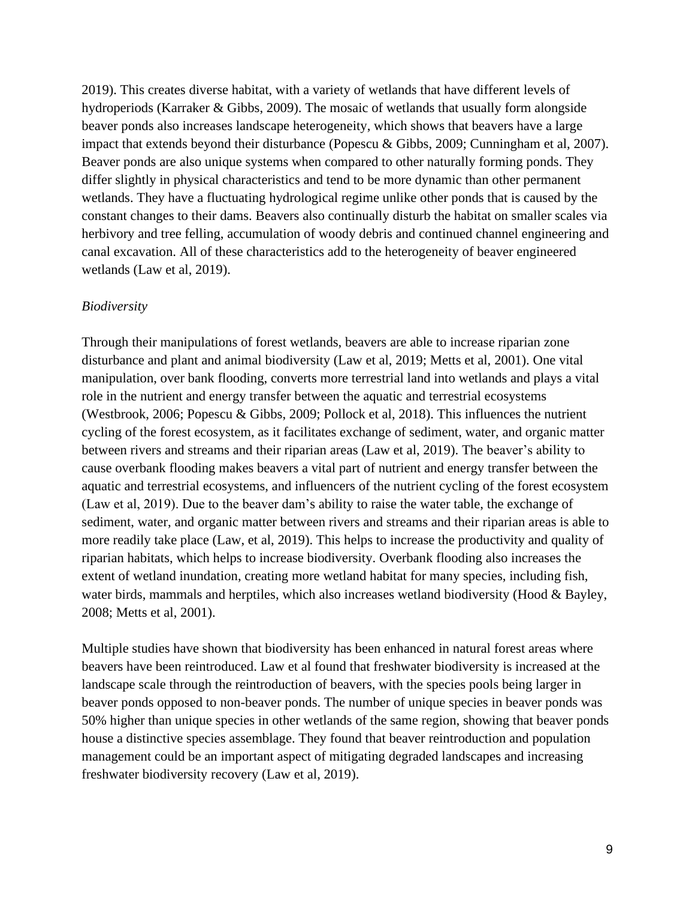2019). This creates diverse habitat, with a variety of wetlands that have different levels of hydroperiods (Karraker & Gibbs, 2009). The mosaic of wetlands that usually form alongside beaver ponds also increases landscape heterogeneity, which shows that beavers have a large impact that extends beyond their disturbance (Popescu & Gibbs, 2009; Cunningham et al, 2007). Beaver ponds are also unique systems when compared to other naturally forming ponds. They differ slightly in physical characteristics and tend to be more dynamic than other permanent wetlands. They have a fluctuating hydrological regime unlike other ponds that is caused by the constant changes to their dams. Beavers also continually disturb the habitat on smaller scales via herbivory and tree felling, accumulation of woody debris and continued channel engineering and canal excavation. All of these characteristics add to the heterogeneity of beaver engineered wetlands (Law et al, 2019).

*Biodiversity*

Through their manipulations of forest wetlands, beavers are able to increase riparian zone disturbance and plant and animal biodiversity (Law et al, 2019; Metts et al, 2001). One vital manipulation, over bank flooding, converts more terrestrial land into wetlands and plays a vital role in the nutrient and energy transfer between the aquatic and terrestrial ecosystems (Westbrook, 2006; Popescu & Gibbs, 2009; Pollock et al, 2018). This influences the nutrient cycling of the forest ecosystem, as it facilitates exchange of sediment, water, and organic matter between rivers and streams and their riparian areas (Law et al, 2019). The beaver's ability to cause overbank flooding makes beavers a vital part of nutrient and energy transfer between the aquatic and terrestrial ecosystems, and influencers of the nutrient cycling of the forest ecosystem (Law et al, 2019). Due to the beaver dam's ability to raise the water table, the exchange of sediment, water, and organic matter between rivers and streams and their riparian areas is able to more readily take place (Law, et al, 2019). This helps to increase the productivity and quality of riparian habitats, which helps to increase biodiversity. Overbank flooding also increases the extent of wetland inundation, creating more wetland habitat for many species, including fish, water birds, mammals and herptiles, which also increases wetland biodiversity (Hood & Bayley, 2008; Metts et al, 2001).

Multiple studies have shown that biodiversity has been enhanced in natural forest areas where beavers have been reintroduced. Law et al found that freshwater biodiversity is increased at the landscape scale through the reintroduction of beavers, with the species pools being larger in beaver ponds opposed to non-beaver ponds. The number of unique species in beaver ponds was 50% higher than unique species in other wetlands of the same region, showing that beaver ponds house a distinctive species assemblage. They found that beaver reintroduction and population management could be an important aspect of mitigating degraded landscapes and increasing freshwater biodiversity recovery (Law et al, 2019).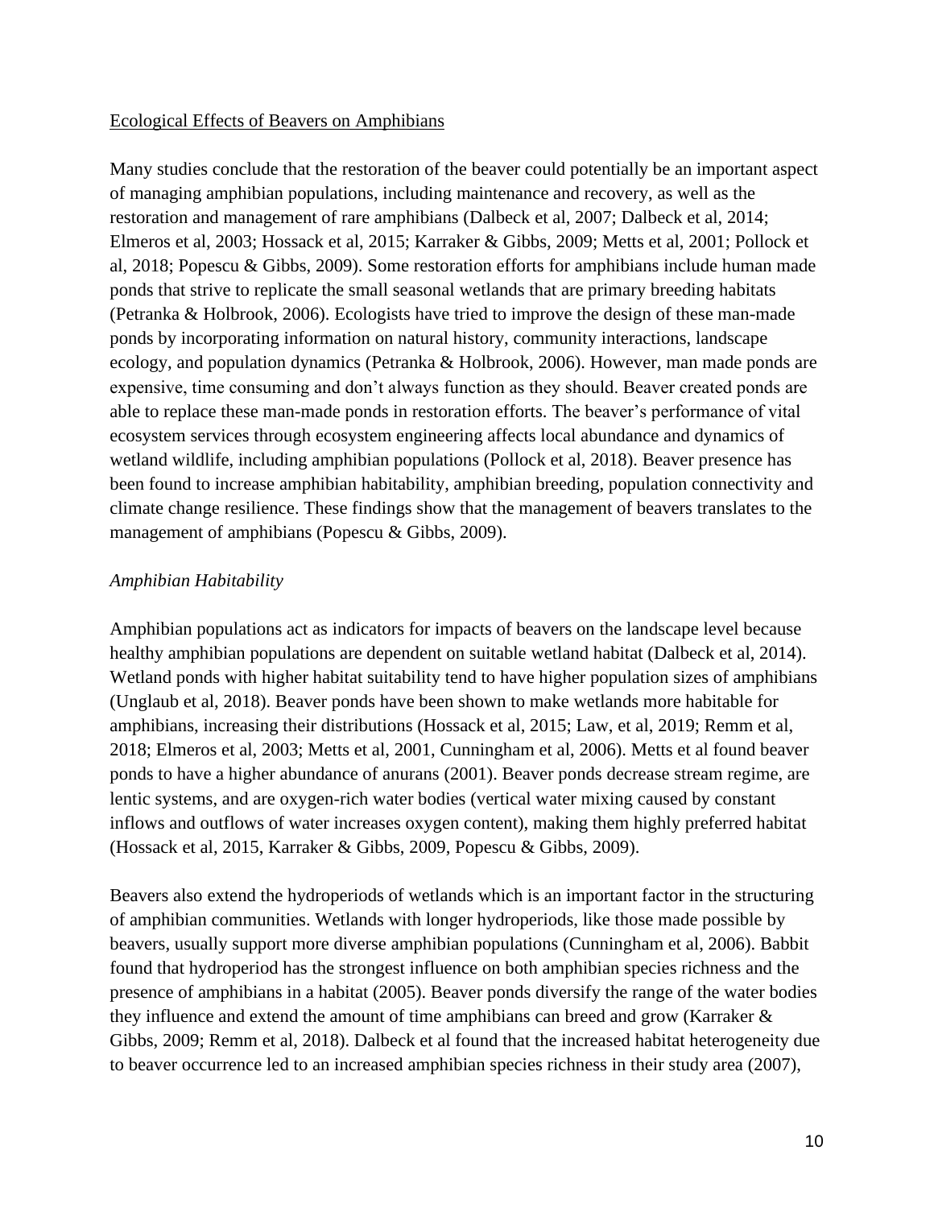Ecological Effects of Beavers on Amphibians

Many studies conclude that the restoration of the beaver could potentially be an important aspect of managing amphibian populations, including maintenance and recovery, as well as the restoration and management of rare amphibians (Dalbeck et al, 2007; Dalbeck et al, 2014; Elmeros et al, 2003; Hossack et al, 2015; Karraker & Gibbs, 2009; Metts et al, 2001; Pollock et al, 2018; Popescu & Gibbs, 2009). Some restoration efforts for amphibians include human made ponds that strive to replicate the small seasonal wetlands that are primary breeding habitats (Petranka & Holbrook, 2006). Ecologists have tried to improve the design of these man-made ponds by incorporating information on natural history, community interactions, landscape ecology, and population dynamics (Petranka & Holbrook, 2006). However, man made ponds are expensive, time consuming and don't always function as they should. Beaver created ponds are able to replace these man-made ponds in restoration efforts. The beaver's performance of vital ecosystem services through ecosystem engineering affects local abundance and dynamics of wetland wildlife, including amphibian populations (Pollock et al, 2018). Beaver presence has been found to increase amphibian habitability, amphibian breeding, population connectivity and climate change resilience. These findings show that the management of beavers translates to the management of amphibians (Popescu & Gibbs, 2009).

*Amphibian Habitability*

Amphibian populations act as indicators for impacts of beavers on the landscape level because healthy amphibian populations are dependent on suitable wetland habitat (Dalbeck et al, 2014). Wetland ponds with higher habitat suitability tend to have higher population sizes of amphibians (Unglaub et al, 2018). Beaver ponds have been shown to make wetlands more habitable for amphibians, increasing their distributions (Hossack et al, 2015; Law, et al, 2019; Remm et al, 2018; Elmeros et al, 2003; Metts et al, 2001, Cunningham et al, 2006). Metts et al found beaver ponds to have a higher abundance of anurans (2001). Beaver ponds decrease stream regime, are lentic systems, and are oxygen-rich water bodies (vertical water mixing caused by constant inflows and outflows of water increases oxygen content), making them highly preferred habitat (Hossack et al, 2015, Karraker & Gibbs, 2009, Popescu & Gibbs, 2009).

Beavers also extend the hydroperiods of wetlands which is an important factor in the structuring of amphibian communities. Wetlands with longer hydroperiods, like those made possible by beavers, usually support more diverse amphibian populations (Cunningham et al, 2006). Babbit found that hydroperiod has the strongest influence on both amphibian species richness and the presence of amphibians in a habitat (2005). Beaver ponds diversify the range of the water bodies they influence and extend the amount of time amphibians can breed and grow (Karraker & Gibbs, 2009; Remm et al, 2018). Dalbeck et al found that the increased habitat heterogeneity due to beaver occurrence led to an increased amphibian species richness in their study area (2007),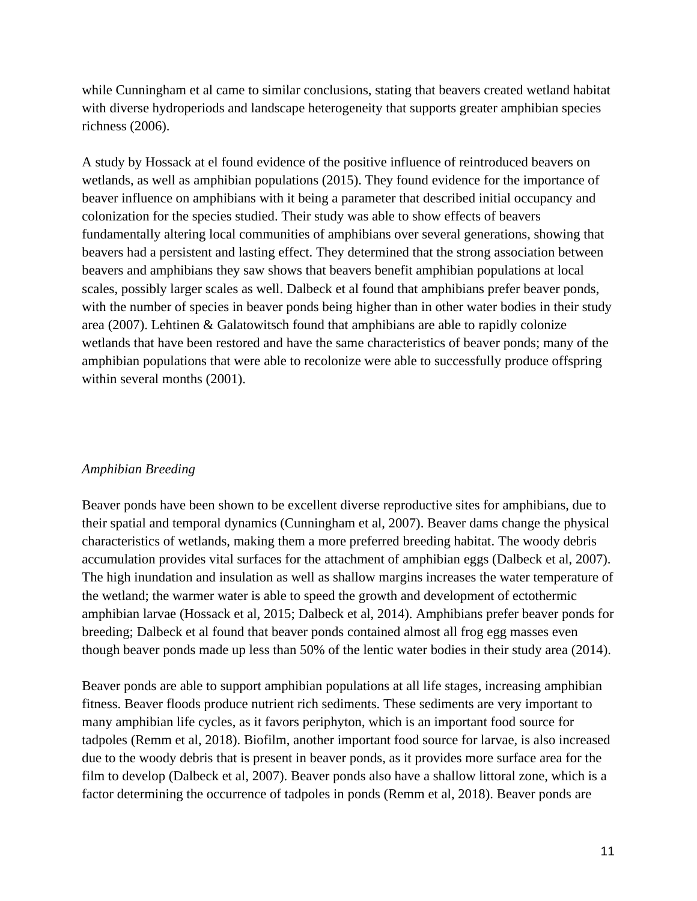while Cunningham et al came to similar conclusions, stating that beavers created wetland habitat with diverse hydroperiods and landscape heterogeneity that supports greater amphibian species richness (2006).

A study by Hossack at el found evidence of the positive influence of reintroduced beavers on wetlands, as well as amphibian populations (2015). They found evidence for the importance of beaver influence on amphibians with it being a parameter that described initial occupancy and colonization for the species studied. Their study was able to show effects of beavers fundamentally altering local communities of amphibians over several generations, showing that beavers had a persistent and lasting effect. They determined that the strong association between beavers and amphibians they saw shows that beavers benefit amphibian populations at local scales, possibly larger scales as well. Dalbeck et al found that amphibians prefer beaver ponds, with the number of species in beaver ponds being higher than in other water bodies in their study area (2007). Lehtinen & Galatowitsch found that amphibians are able to rapidly colonize wetlands that have been restored and have the same characteristics of beaver ponds; many of the amphibian populations that were able to recolonize were able to successfully produce offspring within several months (2001).

*Amphibian Breeding*

Beaver ponds have been shown to be excellent diverse reproductive sites for amphibians, due to their spatial and temporal dynamics (Cunningham et al, 2007). Beaver dams change the physical characteristics of wetlands, making them a more preferred breeding habitat. The woody debris accumulation provides vital surfaces for the attachment of amphibian eggs (Dalbeck et al, 2007). The high inundation and insulation as well as shallow margins increases the water temperature of the wetland; the warmer water is able to speed the growth and development of ectothermic amphibian larvae (Hossack et al, 2015; Dalbeck et al, 2014). Amphibians prefer beaver ponds for breeding; Dalbeck et al found that beaver ponds contained almost all frog egg masses even though beaver ponds made up less than 50% of the lentic water bodies in their study area (2014).

Beaver ponds are able to support amphibian populations at all life stages, increasing amphibian fitness. Beaver floods produce nutrient rich sediments. These sediments are very important to many amphibian life cycles, as it favors periphyton, which is an important food source for tadpoles (Remm et al, 2018). Biofilm, another important food source for larvae, is also increased due to the woody debris that is present in beaver ponds, as it provides more surface area for the film to develop (Dalbeck et al, 2007). Beaver ponds also have a shallow littoral zone, which is a factor determining the occurrence of tadpoles in ponds (Remm et al, 2018). Beaver ponds are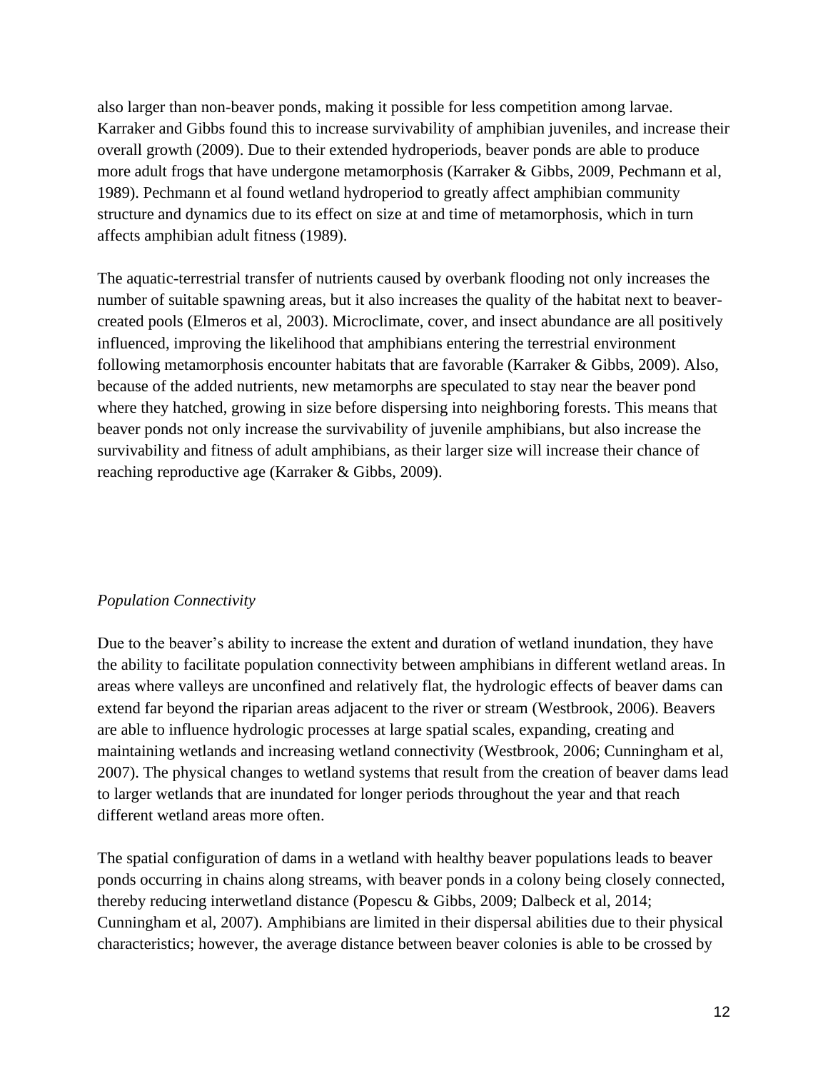also larger than non-beaver ponds, making it possible for less competition among larvae. Karraker and Gibbs found this to increase survivability of amphibian juveniles, and increase their overall growth (2009). Due to their extended hydroperiods, beaver ponds are able to produce more adult frogs that have undergone metamorphosis (Karraker & Gibbs, 2009, Pechmann et al, 1989). Pechmann et al found wetland hydroperiod to greatly affect amphibian community structure and dynamics due to its effect on size at and time of metamorphosis, which in turn affects amphibian adult fitness (1989).

The aquatic-terrestrial transfer of nutrients caused by overbank flooding not only increases the number of suitable spawning areas, but it also increases the quality of the habitat next to beaver-created pools (Elmeros et al, 2003). Microclimate, cover, and insect abundance are all positively influenced, improving the likelihood that amphibians entering the terrestrial environment following metamorphosis encounter habitats that are favorable (Karraker & Gibbs, 2009). Also, because of the added nutrients, new metamorphs are speculated to stay near the beaver pond where they hatched, growing in size before dispersing into neighboring forests. This means that beaver ponds not only increase the survivability of juvenile amphibians, but also increase the survivability and fitness of adult amphibians, as their larger size will increase their chance of reaching reproductive age (Karraker & Gibbs, 2009).

*Population Connectivity*

Due to the beaver's ability to increase the extent and duration of wetland inundation, they have the ability to facilitate population connectivity between amphibians in different wetland areas. In areas where valleys are unconfined and relatively flat, the hydrologic effects of beaver dams can extend far beyond the riparian areas adjacent to the river or stream (Westbrook, 2006). Beavers are able to influence hydrologic processes at large spatial scales, expanding, creating and maintaining wetlands and increasing wetland connectivity (Westbrook, 2006; Cunningham et al, 2007). The physical changes to wetland systems that result from the creation of beaver dams lead to larger wetlands that are inundated for longer periods throughout the year and that reach different wetland areas more often.

The spatial configuration of dams in a wetland with healthy beaver populations leads to beaver ponds occurring in chains along streams, with beaver ponds in a colony being closely connected, thereby reducing interwetland distance (Popescu & Gibbs, 2009; Dalbeck et al, 2014; Cunningham et al, 2007). Amphibians are limited in their dispersal abilities due to their physical characteristics; however, the average distance between beaver colonies is able to be crossed by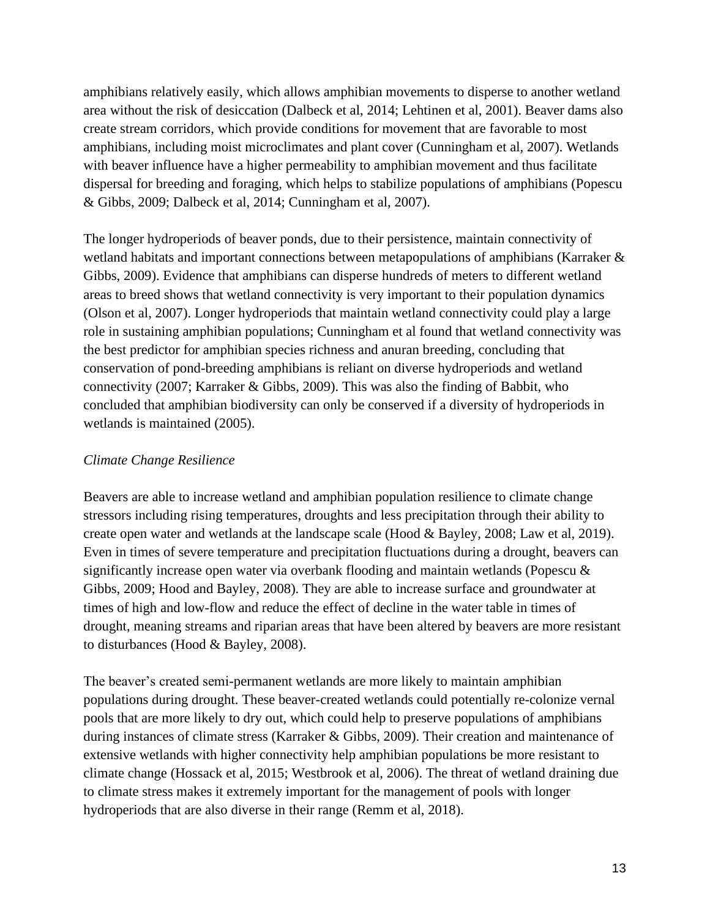amphibians relatively easily, which allows amphibian movements to disperse to another wetland area without the risk of desiccation (Dalbeck et al, 2014; Lehtinen et al, 2001). Beaver dams also create stream corridors, which provide conditions for movement that are favorable to most amphibians, including moist microclimates and plant cover (Cunningham et al, 2007). Wetlands with beaver influence have a higher permeability to amphibian movement and thus facilitate dispersal for breeding and foraging, which helps to stabilize populations of amphibians (Popescu & Gibbs, 2009; Dalbeck et al, 2014; Cunningham et al, 2007).

The longer hydroperiods of beaver ponds, due to their persistence, maintain connectivity of wetland habitats and important connections between metapopulations of amphibians (Karraker & Gibbs, 2009). Evidence that amphibians can disperse hundreds of meters to different wetland areas to breed shows that wetland connectivity is very important to their population dynamics (Olson et al, 2007). Longer hydroperiods that maintain wetland connectivity could play a large role in sustaining amphibian populations; Cunningham et al found that wetland connectivity was the best predictor for amphibian species richness and anuran breeding, concluding that conservation of pond-breeding amphibians is reliant on diverse hydroperiods and wetland connectivity (2007; Karraker & Gibbs, 2009). This was also the finding of Babbit, who concluded that amphibian biodiversity can only be conserved if a diversity of hydroperiods in wetlands is maintained (2005).

*Climate Change Resilience*

Beavers are able to increase wetland and amphibian population resilience to climate change stressors including rising temperatures, droughts and less precipitation through their ability to create open water and wetlands at the landscape scale (Hood & Bayley, 2008; Law et al, 2019). Even in times of severe temperature and precipitation fluctuations during a drought, beavers can significantly increase open water via overbank flooding and maintain wetlands (Popescu & Gibbs, 2009; Hood and Bayley, 2008). They are able to increase surface and groundwater at times of high and low-flow and reduce the effect of decline in the water table in times of drought, meaning streams and riparian areas that have been altered by beavers are more resistant to disturbances (Hood & Bayley, 2008).

The beaver's created semi-permanent wetlands are more likely to maintain amphibian populations during drought. These beaver-created wetlands could potentially re-colonize vernal pools that are more likely to dry out, which could help to preserve populations of amphibians during instances of climate stress (Karraker & Gibbs, 2009). Their creation and maintenance of extensive wetlands with higher connectivity help amphibian populations be more resistant to climate change (Hossack et al, 2015; Westbrook et al, 2006). The threat of wetland draining due to climate stress makes it extremely important for the management of pools with longer hydroperiods that are also diverse in their range (Remm et al, 2018).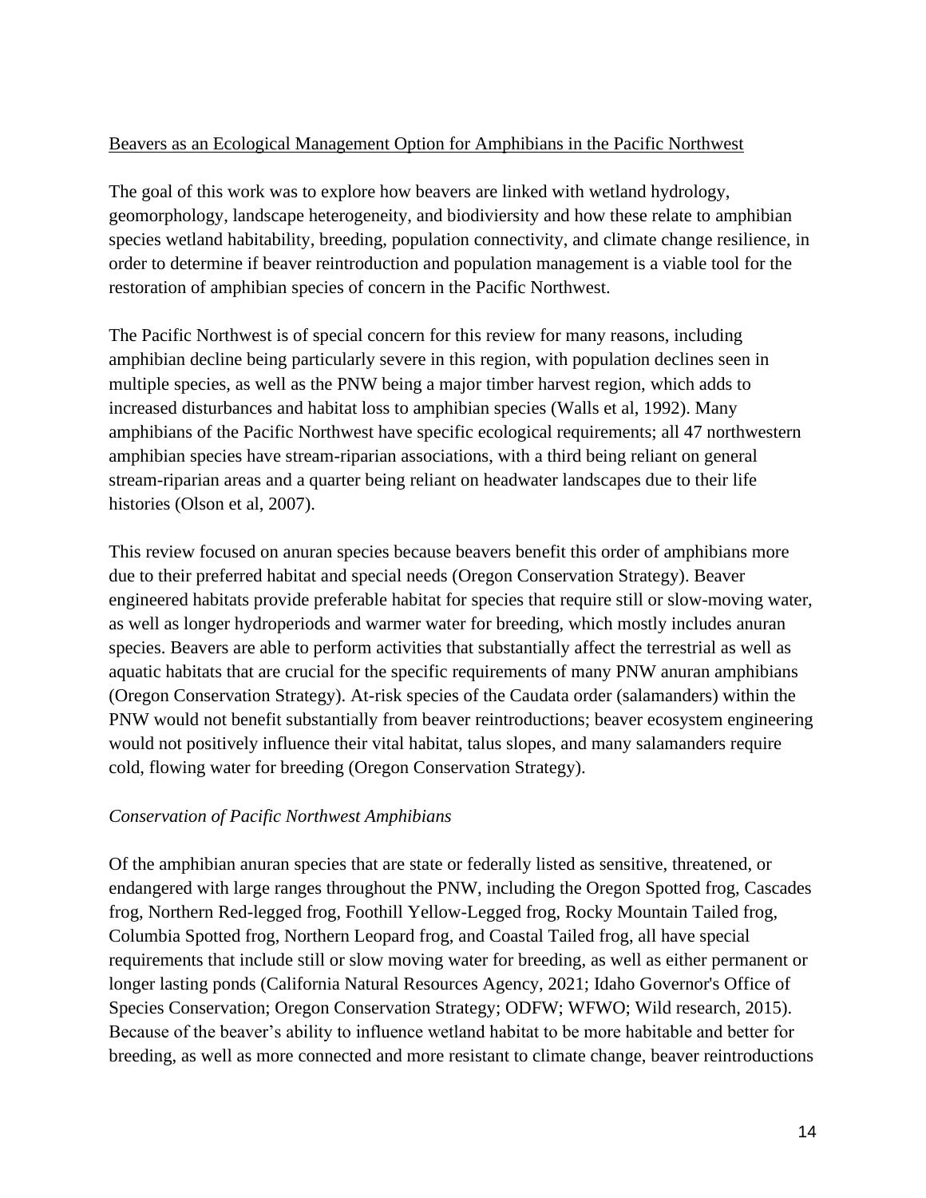<u>Beavers as an Ecological Management Option for Amphibians in the Pacific Northwest</u>

The goal of this work was to explore how beavers are linked with wetland hydrology, geomorphology, landscape heterogeneity, and biodiviersity and how these relate to amphibian species wetland habitability, breeding, population connectivity, and climate change resilience, in order to determine if beaver reintroduction and population management is a viable tool for the restoration of amphibian species of concern in the Pacific Northwest.

The Pacific Northwest is of special concern for this review for many reasons, including amphibian decline being particularly severe in this region, with population declines seen in multiple species, as well as the PNW being a major timber harvest region, which adds to increased disturbances and habitat loss to amphibian species (Walls et al, 1992). Many amphibians of the Pacific Northwest have specific ecological requirements; all 47 northwestern amphibian species have stream-riparian associations, with a third being reliant on general stream-riparian areas and a quarter being reliant on headwater landscapes due to their life histories (Olson et al, 2007).

This review focused on anuran species because beavers benefit this order of amphibians more due to their preferred habitat and special needs (Oregon Conservation Strategy). Beaver engineered habitats provide preferable habitat for species that require still or slow-moving water, as well as longer hydroperiods and warmer water for breeding, which mostly includes anuran species. Beavers are able to perform activities that substantially affect the terrestrial as well as aquatic habitats that are crucial for the specific requirements of many PNW anuran amphibians (Oregon Conservation Strategy). At-risk species of the Caudata order (salamanders) within the PNW would not benefit substantially from beaver reintroductions; beaver ecosystem engineering would not positively influence their vital habitat, talus slopes, and many salamanders require cold, flowing water for breeding (Oregon Conservation Strategy).

*Conservation of Pacific Northwest Amphibians*

Of the amphibian anuran species that are state or federally listed as sensitive, threatened, or endangered with large ranges throughout the PNW, including the Oregon Spotted frog, Cascades frog, Northern Red-legged frog, Foothill Yellow-Legged frog, Rocky Mountain Tailed frog, Columbia Spotted frog, Northern Leopard frog, and Coastal Tailed frog, all have special requirements that include still or slow moving water for breeding, as well as either permanent or longer lasting ponds (California Natural Resources Agency, 2021; Idaho Governor's Office of Species Conservation; Oregon Conservation Strategy; ODFW; WFWO; Wild research, 2015). Because of the beaver's ability to influence wetland habitat to be more habitable and better for breeding, as well as more connected and more resistant to climate change, beaver reintroductions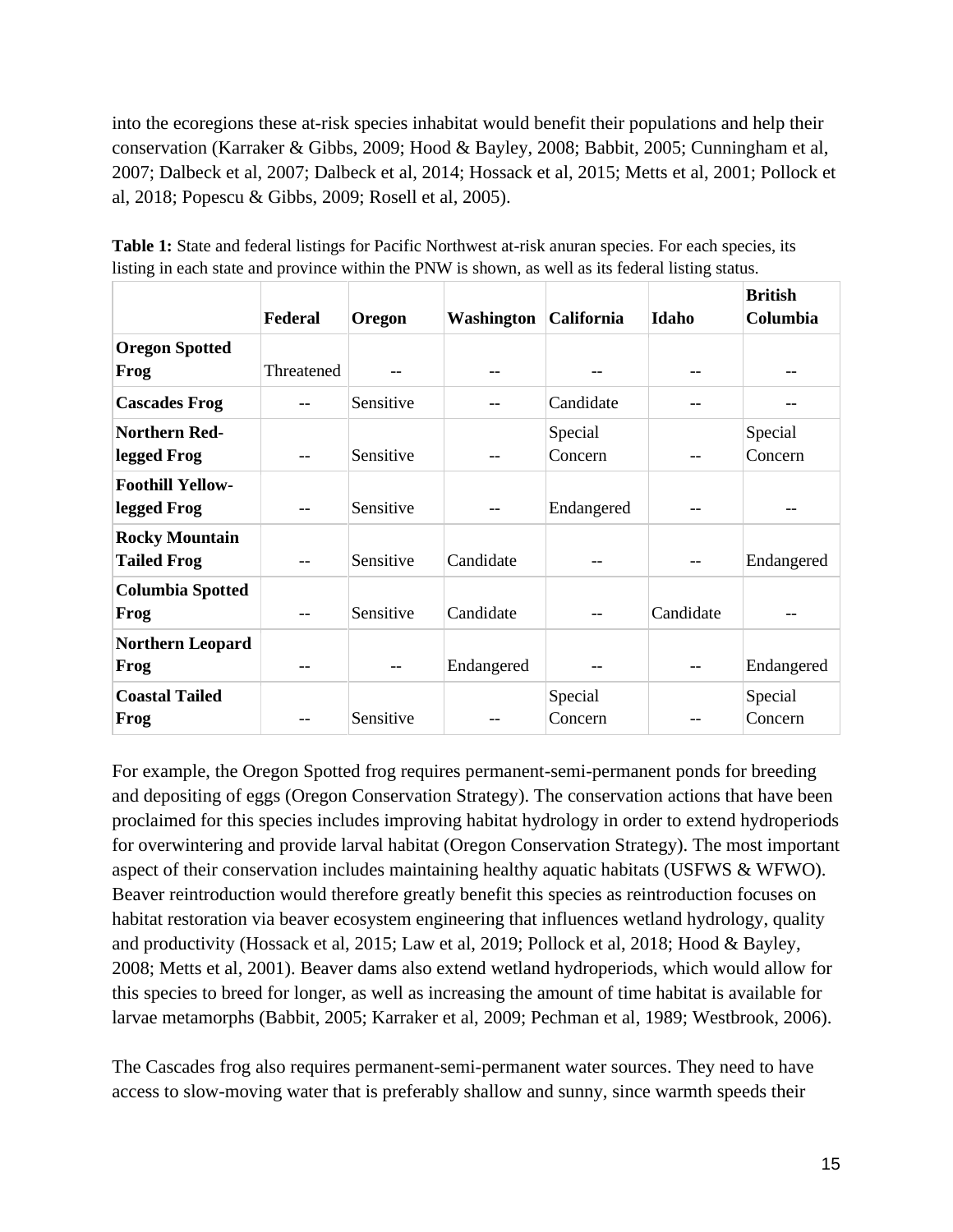into the ecoregions these at-risk species inhabitat would benefit their populations and help their conservation (Karraker & Gibbs, 2009; Hood & Bayley, 2008; Babbit, 2005; Cunningham et al, 2007; Dalbeck et al, 2007; Dalbeck et al, 2014; Hossack et al, 2015; Metts et al, 2001; Pollock et al, 2018; Popescu & Gibbs, 2009; Rosell et al, 2005).

**Table 1:** State and federal listings for Pacific Northwest at-risk anuran species. For each species, its listing in each state and province within the PNW is shown, as well as its federal listing status.

| | **Federal** | **Oregon** | **Washington** | **California** | **Idaho** | **British Columbia** |
|---|---|---|---|---|---|---|
| **Oregon Spotted Frog** | Threatened | -- | -- | -- | -- | -- |
| **Cascades Frog** | -- | Sensitive | -- | Candidate | -- | -- |
| **Northern Red-legged Frog** | -- | Sensitive | -- | Special Concern | -- | Special Concern |
| **Foothill Yellow-legged Frog** | -- | Sensitive | -- | Endangered | -- | -- |
| **Rocky Mountain Tailed Frog** | -- | Sensitive | Candidate | -- | -- | Endangered |
| **Columbia Spotted Frog** | -- | Sensitive | Candidate | -- | Candidate | -- |
| **Northern Leopard Frog** | -- | -- | Endangered | -- | -- | Endangered |
| **Coastal Tailed Frog** | -- | Sensitive | -- | Special Concern | -- | Special Concern |

For example, the Oregon Spotted frog requires permanent-semi-permanent ponds for breeding and depositing of eggs (Oregon Conservation Strategy). The conservation actions that have been proclaimed for this species includes improving habitat hydrology in order to extend hydroperiods for overwintering and provide larval habitat (Oregon Conservation Strategy). The most important aspect of their conservation includes maintaining healthy aquatic habitats (USFWS & WFWO). Beaver reintroduction would therefore greatly benefit this species as reintroduction focuses on habitat restoration via beaver ecosystem engineering that influences wetland hydrology, quality and productivity (Hossack et al, 2015; Law et al, 2019; Pollock et al, 2018; Hood & Bayley, 2008; Metts et al, 2001). Beaver dams also extend wetland hydroperiods, which would allow for this species to breed for longer, as well as increasing the amount of time habitat is available for larvae metamorphs (Babbit, 2005; Karraker et al, 2009; Pechman et al, 1989; Westbrook, 2006).

The Cascades frog also requires permanent-semi-permanent water sources. They need to have access to slow-moving water that is preferably shallow and sunny, since warmth speeds their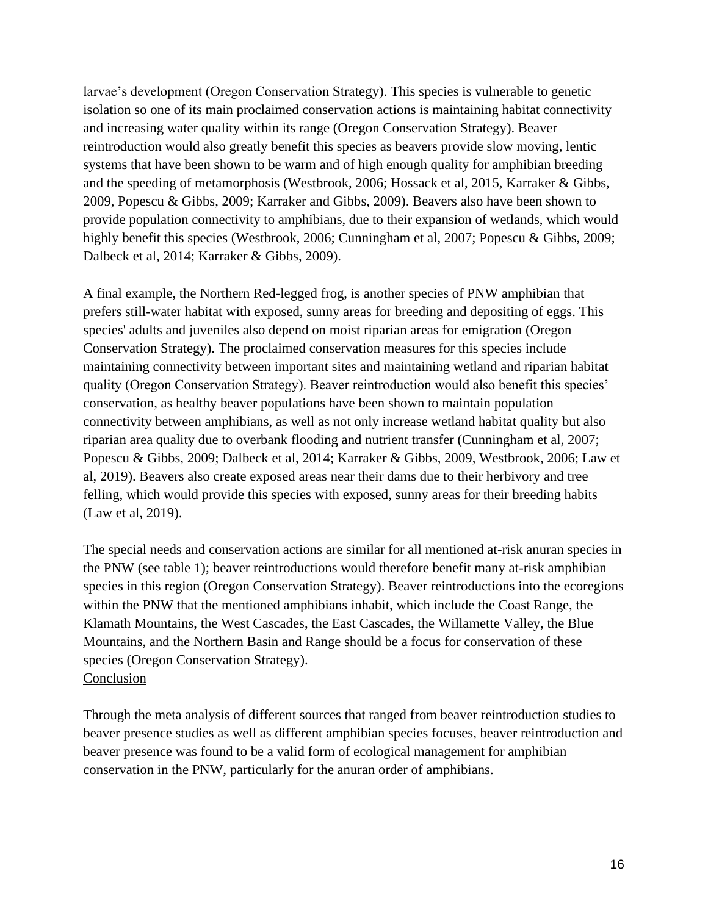larvae's development (Oregon Conservation Strategy). This species is vulnerable to genetic isolation so one of its main proclaimed conservation actions is maintaining habitat connectivity and increasing water quality within its range (Oregon Conservation Strategy). Beaver reintroduction would also greatly benefit this species as beavers provide slow moving, lentic systems that have been shown to be warm and of high enough quality for amphibian breeding and the speeding of metamorphosis (Westbrook, 2006; Hossack et al, 2015, Karraker & Gibbs, 2009, Popescu & Gibbs, 2009; Karraker and Gibbs, 2009). Beavers also have been shown to provide population connectivity to amphibians, due to their expansion of wetlands, which would highly benefit this species (Westbrook, 2006; Cunningham et al, 2007; Popescu & Gibbs, 2009; Dalbeck et al, 2014; Karraker & Gibbs, 2009).

A final example, the Northern Red-legged frog, is another species of PNW amphibian that prefers still-water habitat with exposed, sunny areas for breeding and depositing of eggs. This species' adults and juveniles also depend on moist riparian areas for emigration (Oregon Conservation Strategy). The proclaimed conservation measures for this species include maintaining connectivity between important sites and maintaining wetland and riparian habitat quality (Oregon Conservation Strategy). Beaver reintroduction would also benefit this species' conservation, as healthy beaver populations have been shown to maintain population connectivity between amphibians, as well as not only increase wetland habitat quality but also riparian area quality due to overbank flooding and nutrient transfer (Cunningham et al, 2007; Popescu & Gibbs, 2009; Dalbeck et al, 2014; Karraker & Gibbs, 2009, Westbrook, 2006; Law et al, 2019). Beavers also create exposed areas near their dams due to their herbivory and tree felling, which would provide this species with exposed, sunny areas for their breeding habits (Law et al, 2019).

The special needs and conservation actions are similar for all mentioned at-risk anuran species in the PNW (see table 1); beaver reintroductions would therefore benefit many at-risk amphibian species in this region (Oregon Conservation Strategy). Beaver reintroductions into the ecoregions within the PNW that the mentioned amphibians inhabit, which include the Coast Range, the Klamath Mountains, the West Cascades, the East Cascades, the Willamette Valley, the Blue Mountains, and the Northern Basin and Range should be a focus for conservation of these species (Oregon Conservation Strategy).

## Conclusion

Through the meta analysis of different sources that ranged from beaver reintroduction studies to beaver presence studies as well as different amphibian species focuses, beaver reintroduction and beaver presence was found to be a valid form of ecological management for amphibian conservation in the PNW, particularly for the anuran order of amphibians.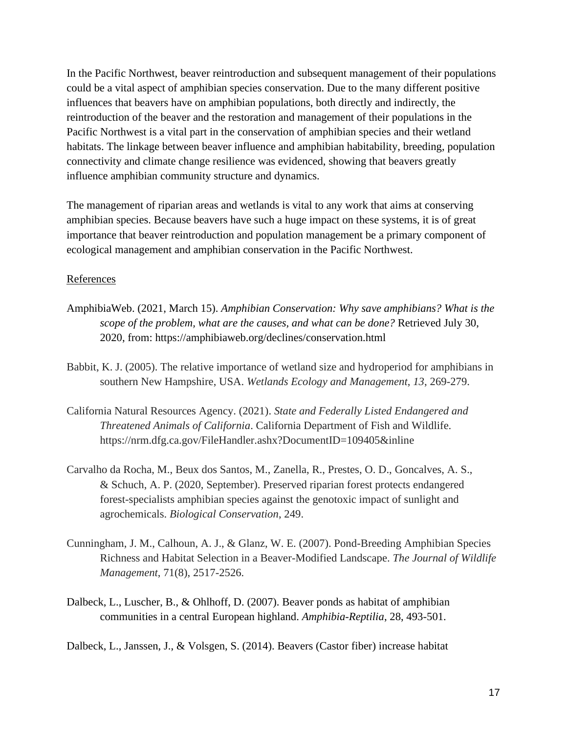In the Pacific Northwest, beaver reintroduction and subsequent management of their populations could be a vital aspect of amphibian species conservation. Due to the many different positive influences that beavers have on amphibian populations, both directly and indirectly, the reintroduction of the beaver and the restoration and management of their populations in the Pacific Northwest is a vital part in the conservation of amphibian species and their wetland habitats. The linkage between beaver influence and amphibian habitability, breeding, population connectivity and climate change resilience was evidenced, showing that beavers greatly influence amphibian community structure and dynamics.

The management of riparian areas and wetlands is vital to any work that aims at conserving amphibian species. Because beavers have such a huge impact on these systems, it is of great importance that beaver reintroduction and population management be a primary component of ecological management and amphibian conservation in the Pacific Northwest.

References

AmphibiaWeb. (2021, March 15). *Amphibian Conservation: Why save amphibians? What is the scope of the problem, what are the causes, and what can be done?* Retrieved July 30, 2020, from: https://amphibiaweb.org/declines/conservation.html

Babbit, K. J. (2005). The relative importance of wetland size and hydroperiod for amphibians in southern New Hampshire, USA. *Wetlands Ecology and Management*, *13*, 269-279.

California Natural Resources Agency. (2021). *State and Federally Listed Endangered and Threatened Animals of California*. California Department of Fish and Wildlife. https://nrm.dfg.ca.gov/FileHandler.ashx?DocumentID=109405&inline

Carvalho da Rocha, M., Beux dos Santos, M., Zanella, R., Prestes, O. D., Goncalves, A. S., & Schuch, A. P. (2020, September). Preserved riparian forest protects endangered forest-specialists amphibian species against the genotoxic impact of sunlight and agrochemicals. *Biological Conservation*, 249.

Cunningham, J. M., Calhoun, A. J., & Glanz, W. E. (2007). Pond-Breeding Amphibian Species Richness and Habitat Selection in a Beaver-Modified Landscape. *The Journal of Wildlife Management*, 71(8), 2517-2526.

Dalbeck, L., Luscher, B., & Ohlhoff, D. (2007). Beaver ponds as habitat of amphibian communities in a central European highland. *Amphibia-Reptilia*, 28, 493-501.

Dalbeck, L., Janssen, J., & Volsgen, S. (2014). Beavers (Castor fiber) increase habitat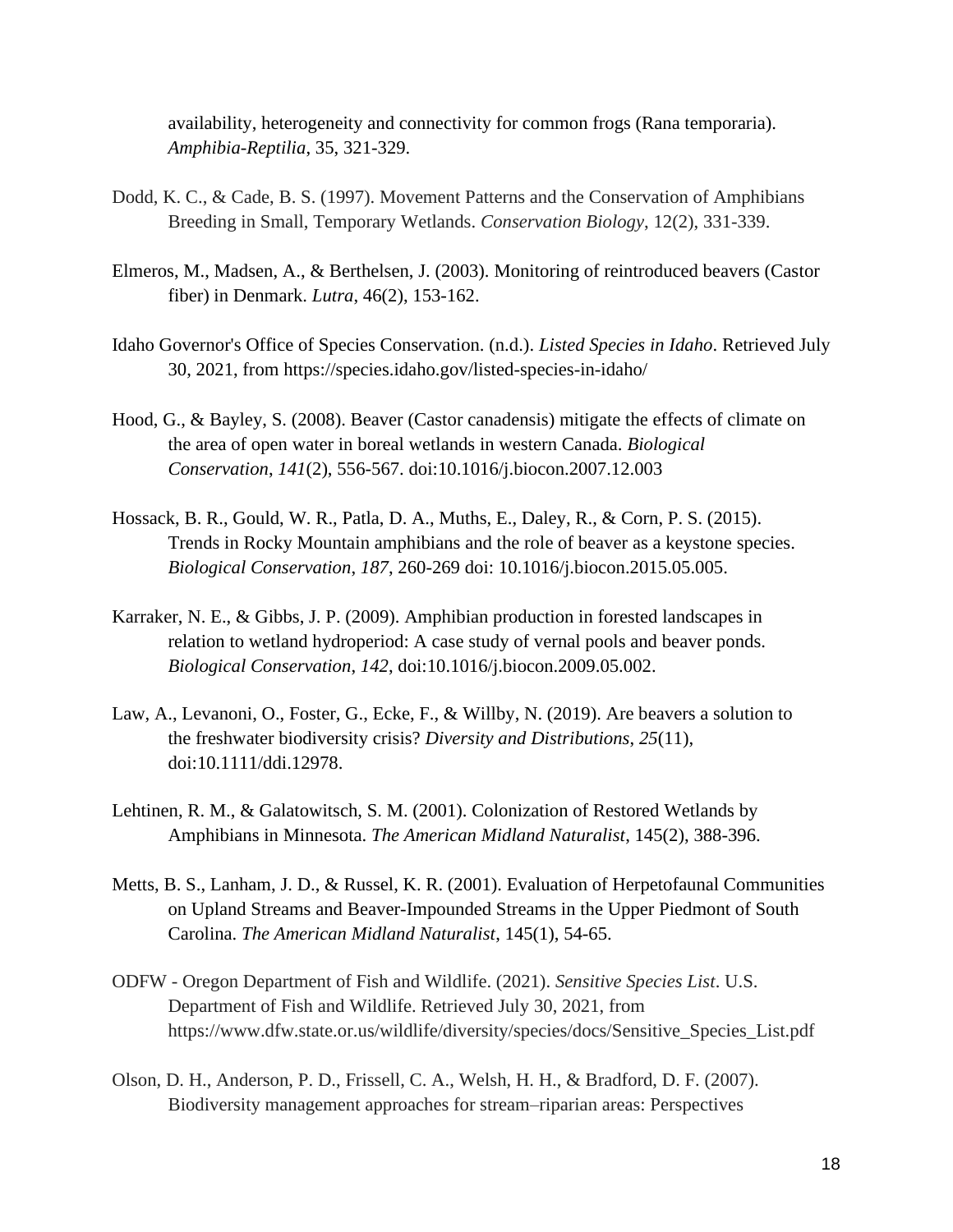availability, heterogeneity and connectivity for common frogs (Rana temporaria). *Amphibia-Reptilia*, 35, 321-329.

Dodd, K. C., & Cade, B. S. (1997). Movement Patterns and the Conservation of Amphibians Breeding in Small, Temporary Wetlands. *Conservation Biology*, 12(2), 331-339.

Elmeros, M., Madsen, A., & Berthelsen, J. (2003). Monitoring of reintroduced beavers (Castor fiber) in Denmark. *Lutra*, 46(2), 153-162.

Idaho Governor's Office of Species Conservation. (n.d.). *Listed Species in Idaho*. Retrieved July 30, 2021, from https://species.idaho.gov/listed-species-in-idaho/

Hood, G., & Bayley, S. (2008). Beaver (Castor canadensis) mitigate the effects of climate on the area of open water in boreal wetlands in western Canada. *Biological Conservation*, *141*(2), 556-567. doi:10.1016/j.biocon.2007.12.003

Hossack, B. R., Gould, W. R., Patla, D. A., Muths, E., Daley, R., & Corn, P. S. (2015). Trends in Rocky Mountain amphibians and the role of beaver as a keystone species. *Biological Conservation*, *187*, 260-269 doi: 10.1016/j.biocon.2015.05.005.

Karraker, N. E., & Gibbs, J. P. (2009). Amphibian production in forested landscapes in relation to wetland hydroperiod: A case study of vernal pools and beaver ponds. *Biological Conservation*, *142*, doi:10.1016/j.biocon.2009.05.002.

Law, A., Levanoni, O., Foster, G., Ecke, F., & Willby, N. (2019). Are beavers a solution to the freshwater biodiversity crisis? *Diversity and Distributions*, *25*(11), doi:10.1111/ddi.12978.

Lehtinen, R. M., & Galatowitsch, S. M. (2001). Colonization of Restored Wetlands by Amphibians in Minnesota. *The American Midland Naturalist*, 145(2), 388-396.

Metts, B. S., Lanham, J. D., & Russel, K. R. (2001). Evaluation of Herpetofaunal Communities on Upland Streams and Beaver-Impounded Streams in the Upper Piedmont of South Carolina. *The American Midland Naturalist*, 145(1), 54-65.

ODFW - Oregon Department of Fish and Wildlife. (2021). *Sensitive Species List*. U.S. Department of Fish and Wildlife. Retrieved July 30, 2021, from https://www.dfw.state.or.us/wildlife/diversity/species/docs/Sensitive_Species_List.pdf

Olson, D. H., Anderson, P. D., Frissell, C. A., Welsh, H. H., & Bradford, D. F. (2007). Biodiversity management approaches for stream–riparian areas: Perspectives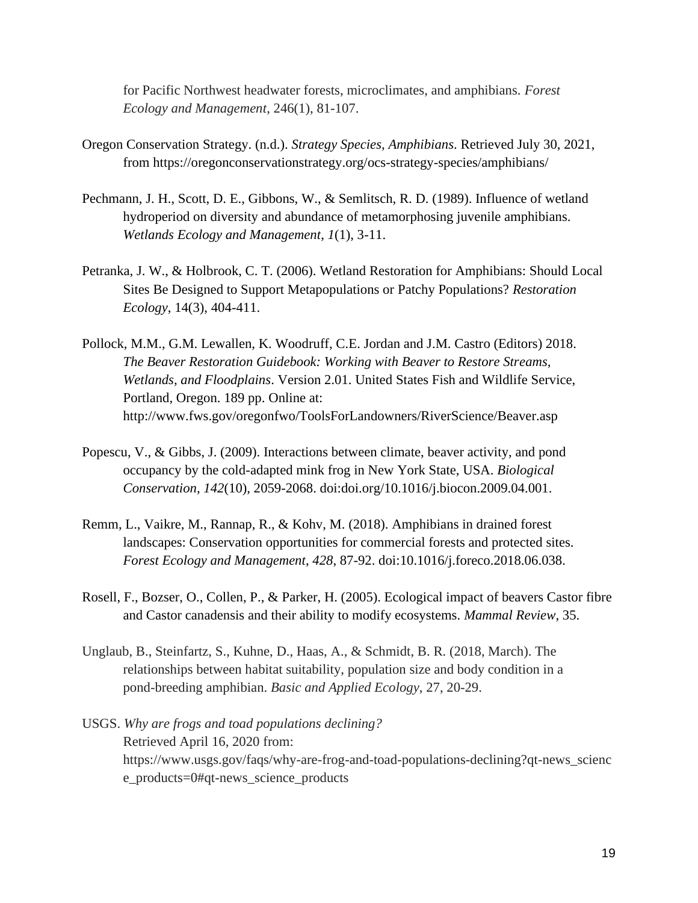for Pacific Northwest headwater forests, microclimates, and amphibians. *Forest Ecology and Management*, 246(1), 81-107.

Oregon Conservation Strategy. (n.d.). *Strategy Species, Amphibians*. Retrieved July 30, 2021, from https://oregonconservationstrategy.org/ocs-strategy-species/amphibians/

Pechmann, J. H., Scott, D. E., Gibbons, W., & Semlitsch, R. D. (1989). Influence of wetland hydroperiod on diversity and abundance of metamorphosing juvenile amphibians. *Wetlands Ecology and Management*, *1*(1), 3-11.

Petranka, J. W., & Holbrook, C. T. (2006). Wetland Restoration for Amphibians: Should Local Sites Be Designed to Support Metapopulations or Patchy Populations? *Restoration Ecology*, 14(3), 404-411.

Pollock, M.M., G.M. Lewallen, K. Woodruff, C.E. Jordan and J.M. Castro (Editors) 2018. *The Beaver Restoration Guidebook: Working with Beaver to Restore Streams, Wetlands, and Floodplains*. Version 2.01. United States Fish and Wildlife Service, Portland, Oregon. 189 pp. Online at: http://www.fws.gov/oregonfwo/ToolsForLandowners/RiverScience/Beaver.asp

Popescu, V., & Gibbs, J. (2009). Interactions between climate, beaver activity, and pond occupancy by the cold-adapted mink frog in New York State, USA. *Biological Conservation*, *142*(10), 2059-2068. doi:doi.org/10.1016/j.biocon.2009.04.001.

Remm, L., Vaikre, M., Rannap, R., & Kohv, M. (2018). Amphibians in drained forest landscapes: Conservation opportunities for commercial forests and protected sites. *Forest Ecology and Management*, *428*, 87-92. doi:10.1016/j.foreco.2018.06.038.

Rosell, F., Bozser, O., Collen, P., & Parker, H. (2005). Ecological impact of beavers Castor fibre and Castor canadensis and their ability to modify ecosystems. *Mammal Review*, 35.

Unglaub, B., Steinfartz, S., Kuhne, D., Haas, A., & Schmidt, B. R. (2018, March). The relationships between habitat suitability, population size and body condition in a pond-breeding amphibian. *Basic and Applied Ecology*, 27, 20-29.

USGS. *Why are frogs and toad populations declining?* Retrieved April 16, 2020 from: https://www.usgs.gov/faqs/why-are-frog-and-toad-populations-declining?qt-news_science_products=0#qt-news_science_products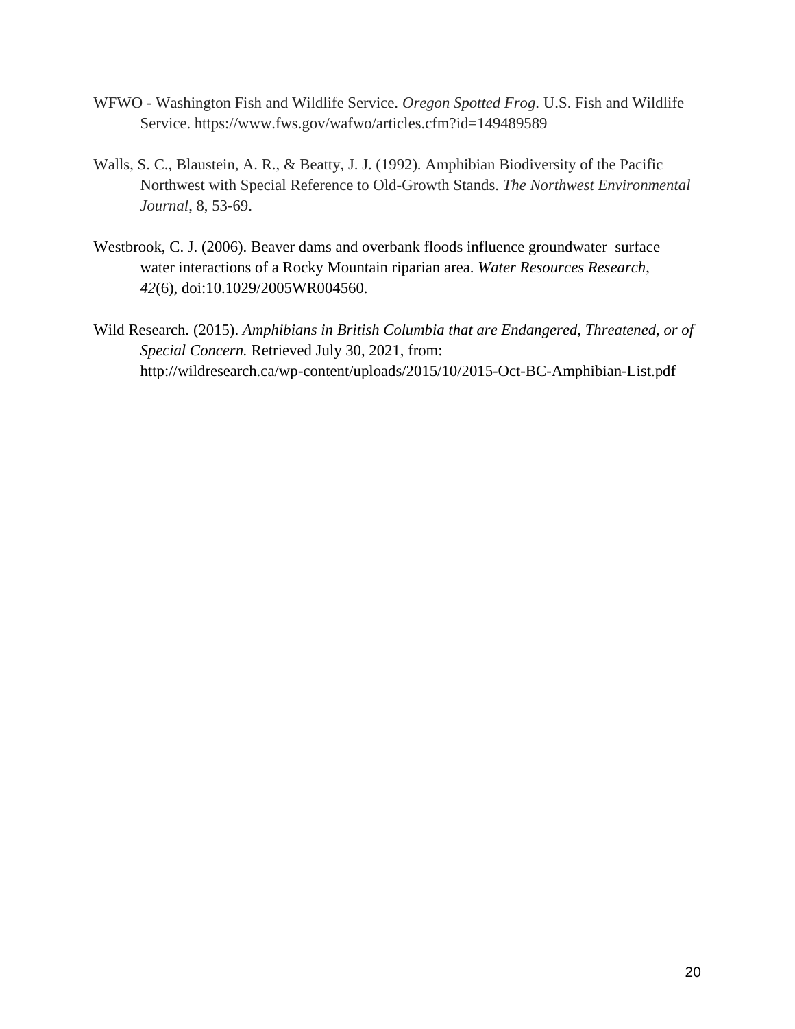WFWO - Washington Fish and Wildlife Service. *Oregon Spotted Frog*. U.S. Fish and Wildlife Service. https://www.fws.gov/wafwo/articles.cfm?id=149489589

Walls, S. C., Blaustein, A. R., & Beatty, J. J. (1992). Amphibian Biodiversity of the Pacific Northwest with Special Reference to Old-Growth Stands. *The Northwest Environmental Journal*, 8, 53-69.

Westbrook, C. J. (2006). Beaver dams and overbank floods influence groundwater–surface water interactions of a Rocky Mountain riparian area. *Water Resources Research*, *42*(6), doi:10.1029/2005WR004560.

Wild Research. (2015). *Amphibians in British Columbia that are Endangered, Threatened, or of Special Concern.* Retrieved July 30, 2021, from: http://wildresearch.ca/wp-content/uploads/2015/10/2015-Oct-BC-Amphibian-List.pdf